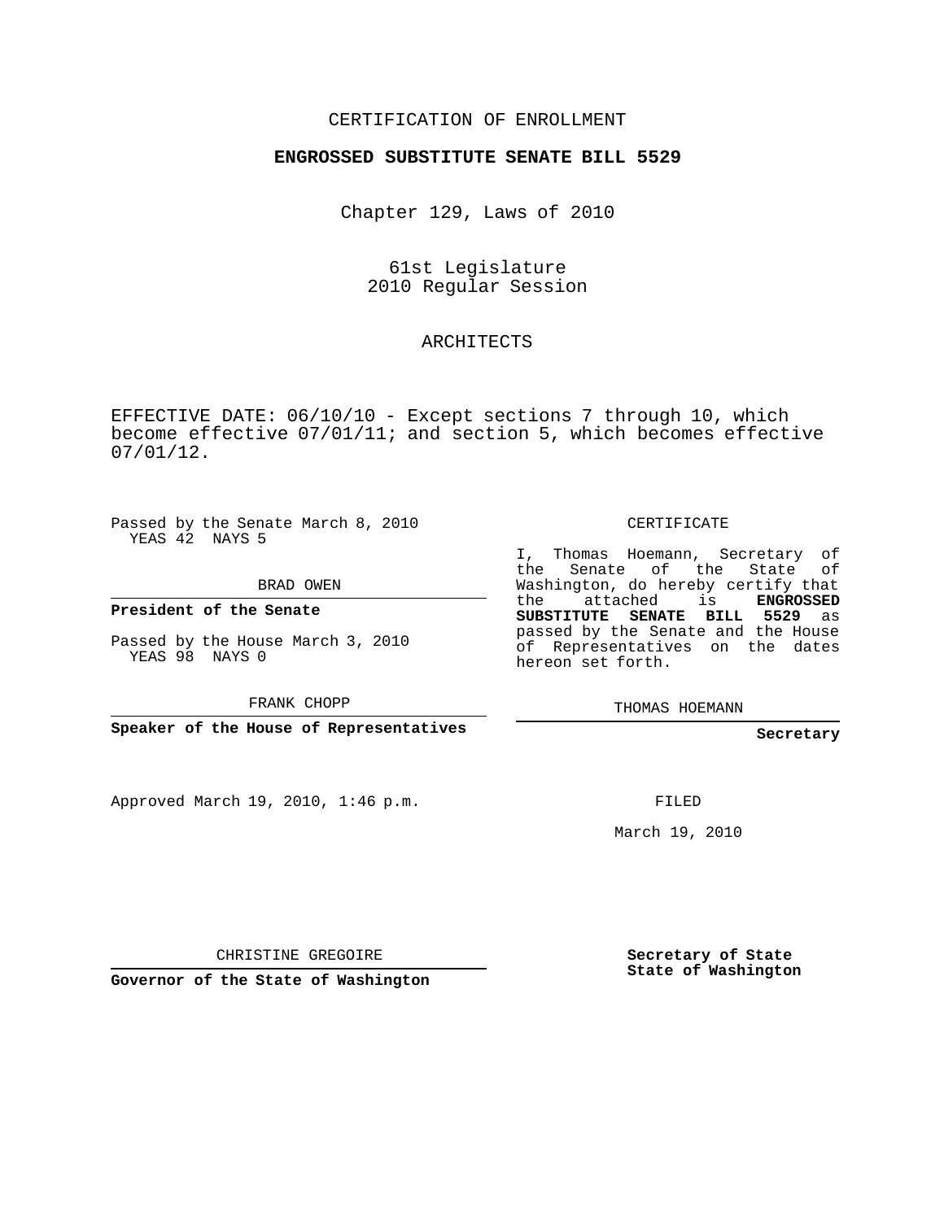CERTIFICATION OF ENROLLMENT

**ENGROSSED SUBSTITUTE SENATE BILL 5529**

Chapter 129, Laws of 2010

61st Legislature
2010 Regular Session

ARCHITECTS

EFFECTIVE DATE: 06/10/10 - Except sections 7 through 10, which become effective 07/01/11; and section 5, which becomes effective 07/01/12.

Passed by the Senate March 8, 2010
YEAS 42 NAYS 5

BRAD OWEN

**President of the Senate**

Passed by the House March 3, 2010
YEAS 98 NAYS 0

FRANK CHOPP

**Speaker of the House of Representatives**

CERTIFICATE

I, Thomas Hoemann, Secretary of the Senate of the State of Washington, do hereby certify that the attached is **ENGROSSED SUBSTITUTE SENATE BILL 5529** as passed by the Senate and the House of Representatives on the dates hereon set forth.

THOMAS HOEMANN

**Secretary**

Approved March 19, 2010, 1:46 p.m.

FILED

March 19, 2010

CHRISTINE GREGOIRE

**Governor of the State of Washington**

**Secretary of State**
**State of Washington**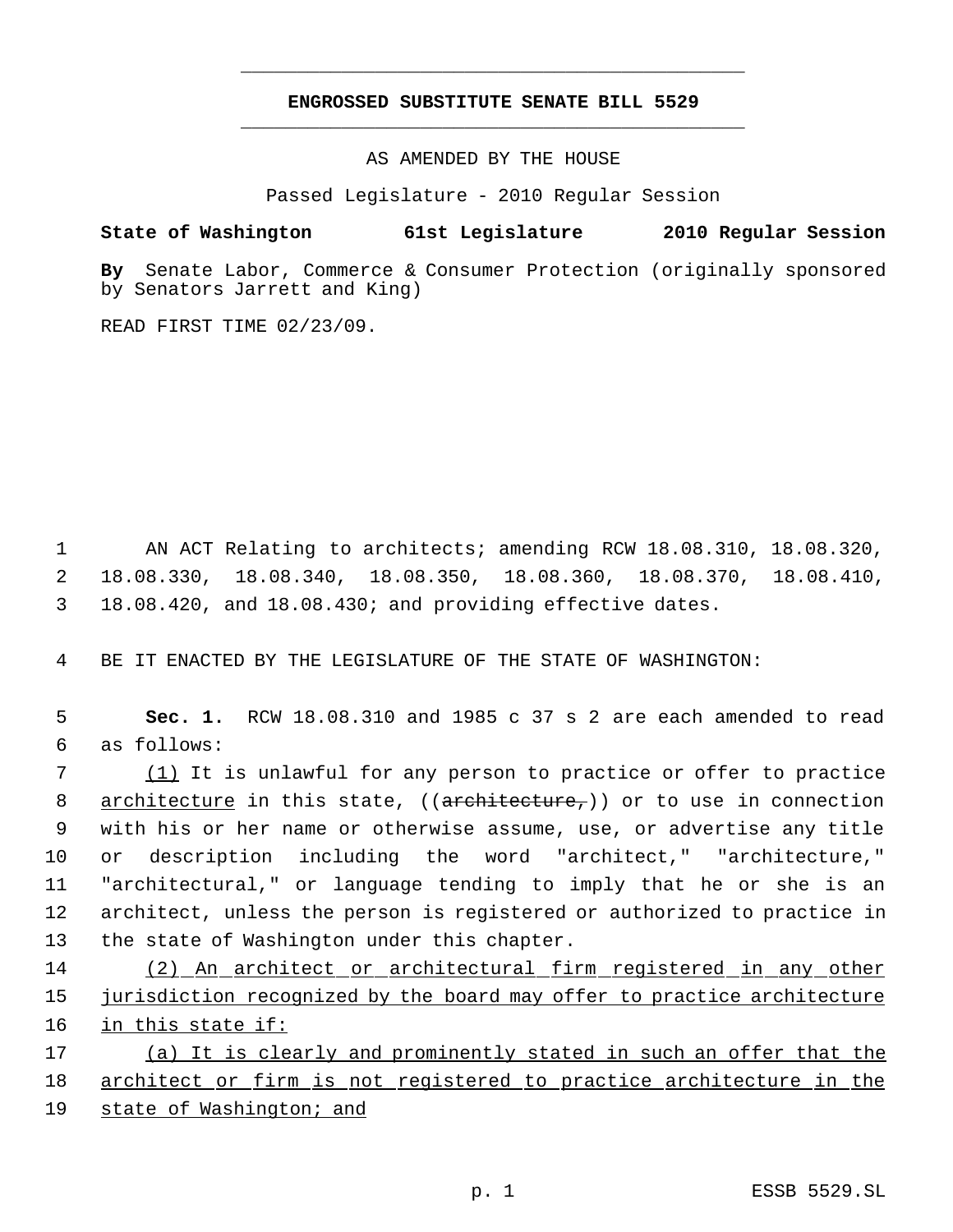# ENGROSSED SUBSTITUTE SENATE BILL 5529

AS AMENDED BY THE HOUSE

Passed Legislature - 2010 Regular Session

**State of Washington 61st Legislature 2010 Regular Session**

**By** Senate Labor, Commerce & Consumer Protection (originally sponsored by Senators Jarrett and King)

READ FIRST TIME 02/23/09.

AN ACT Relating to architects; amending RCW 18.08.310, 18.08.320, 18.08.330, 18.08.340, 18.08.350, 18.08.360, 18.08.370, 18.08.410, 18.08.420, and 18.08.430; and providing effective dates.

BE IT ENACTED BY THE LEGISLATURE OF THE STATE OF WASHINGTON:

**Sec. 1.** RCW 18.08.310 and 1985 c 37 s 2 are each amended to read as follows:

(1) It is unlawful for any person to practice or offer to practice architecture in this state, ((~~architecture,~~)) or to use in connection with his or her name or otherwise assume, use, or advertise any title or description including the word "architect," "architecture," "architectural," or language tending to imply that he or she is an architect, unless the person is registered or authorized to practice in the state of Washington under this chapter.

(2) An architect or architectural firm registered in any other jurisdiction recognized by the board may offer to practice architecture in this state if:

(a) It is clearly and prominently stated in such an offer that the architect or firm is not registered to practice architecture in the state of Washington; and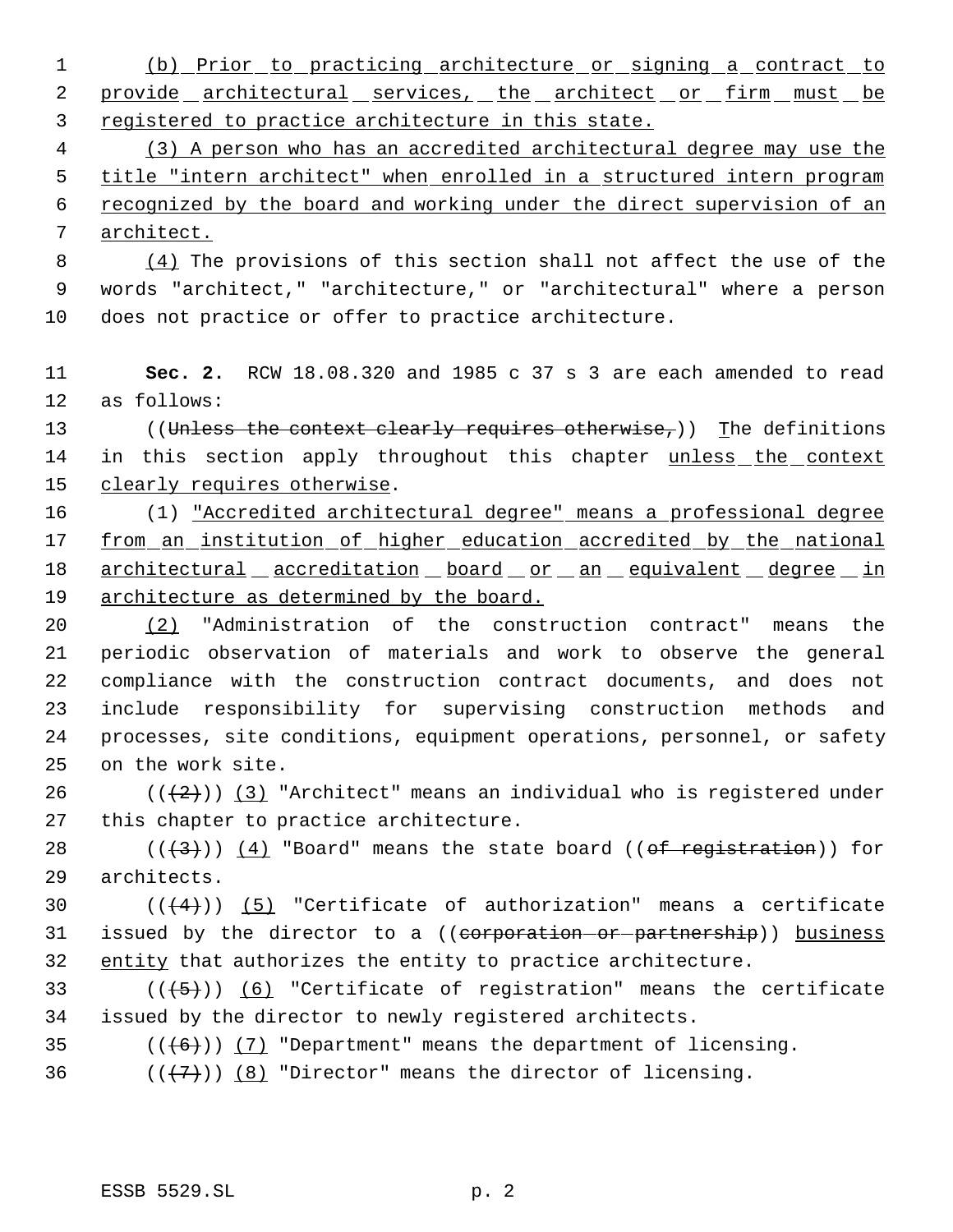(b) Prior to practicing architecture or signing a contract to provide architectural services, the architect or firm must be registered to practice architecture in this state.

(3) A person who has an accredited architectural degree may use the title "intern architect" when enrolled in a structured intern program recognized by the board and working under the direct supervision of an architect.

(4) The provisions of this section shall not affect the use of the words "architect," "architecture," or "architectural" where a person does not practice or offer to practice architecture.

**Sec. 2.** RCW 18.08.320 and 1985 c 37 s 3 are each amended to read as follows:

((~~Unless the context clearly requires otherwise,~~)) The definitions in this section apply throughout this chapter unless the context clearly requires otherwise.

(1) "Accredited architectural degree" means a professional degree from an institution of higher education accredited by the national architectural accreditation board or an equivalent degree in architecture as determined by the board.

(2) "Administration of the construction contract" means the periodic observation of materials and work to observe the general compliance with the construction contract documents, and does not include responsibility for supervising construction methods and processes, site conditions, equipment operations, personnel, or safety on the work site.

((~~(2)~~)) (3) "Architect" means an individual who is registered under this chapter to practice architecture.

((~~(3)~~)) (4) "Board" means the state board ((~~of registration~~)) for architects.

((~~(4)~~)) (5) "Certificate of authorization" means a certificate issued by the director to a ((~~corporation or partnership~~)) business entity that authorizes the entity to practice architecture.

((~~(5)~~)) (6) "Certificate of registration" means the certificate issued by the director to newly registered architects.

((~~(6)~~)) (7) "Department" means the department of licensing.

((~~(7)~~)) (8) "Director" means the director of licensing.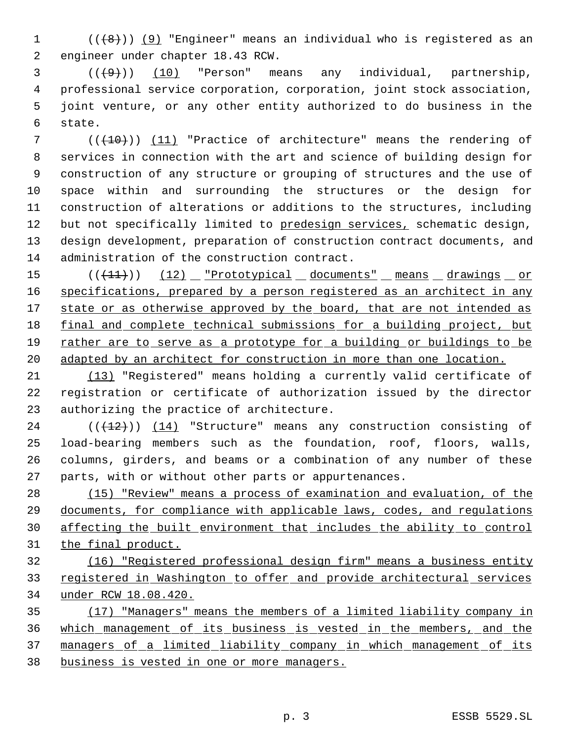((~~(8)~~)) <u>(9)</u> "Engineer" means an individual who is registered as an engineer under chapter 18.43 RCW.

((~~(9)~~)) <u>(10)</u> "Person" means any individual, partnership, professional service corporation, corporation, joint stock association, joint venture, or any other entity authorized to do business in the state.

((~~(10)~~)) <u>(11)</u> "Practice of architecture" means the rendering of services in connection with the art and science of building design for construction of any structure or grouping of structures and the use of space within and surrounding the structures or the design for construction of alterations or additions to the structures, including but not specifically limited to <u>predesign services,</u> schematic design, design development, preparation of construction contract documents, and administration of the construction contract.

((~~(11)~~)) <u>(12) "Prototypical documents" means drawings or specifications, prepared by a person registered as an architect in any state or as otherwise approved by the board, that are not intended as final and complete technical submissions for a building project, but rather are to serve as a prototype for a building or buildings to be adapted by an architect for construction in more than one location.</u>

<u>(13)</u> "Registered" means holding a currently valid certificate of registration or certificate of authorization issued by the director authorizing the practice of architecture.

((~~(12)~~)) <u>(14)</u> "Structure" means any construction consisting of load-bearing members such as the foundation, roof, floors, walls, columns, girders, and beams or a combination of any number of these parts, with or without other parts or appurtenances.

<u>(15) "Review" means a process of examination and evaluation, of the documents, for compliance with applicable laws, codes, and regulations affecting the built environment that includes the ability to control the final product.</u>

<u>(16) "Registered professional design firm" means a business entity registered in Washington to offer and provide architectural services under RCW 18.08.420.</u>

<u>(17) "Managers" means the members of a limited liability company in which management of its business is vested in the members, and the managers of a limited liability company in which management of its business is vested in one or more managers.</u>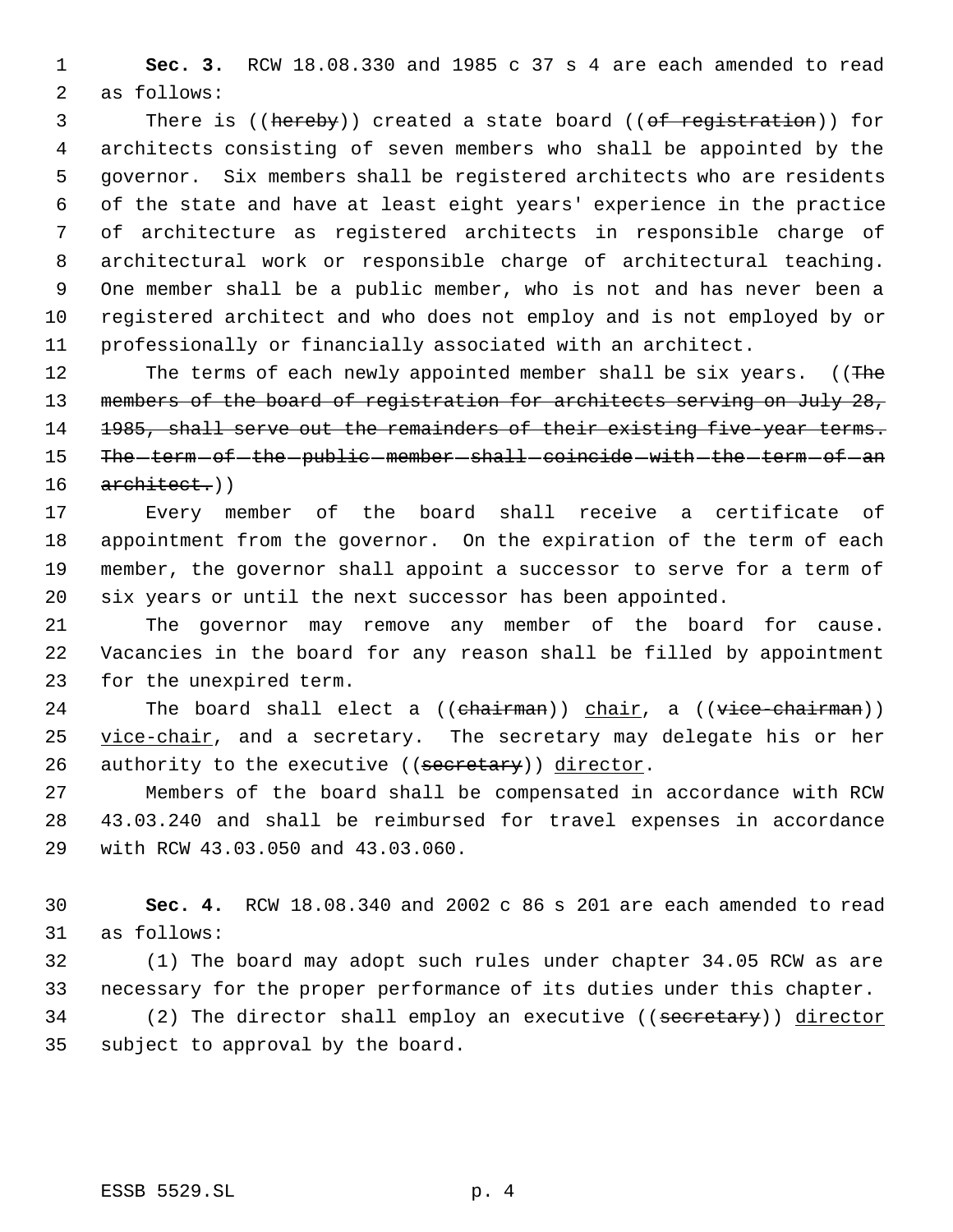**Sec. 3.** RCW 18.08.330 and 1985 c 37 s 4 are each amended to read as follows:

There is ((~~hereby~~)) created a state board ((~~of registration~~)) for architects consisting of seven members who shall be appointed by the governor. Six members shall be registered architects who are residents of the state and have at least eight years' experience in the practice of architecture as registered architects in responsible charge of architectural work or responsible charge of architectural teaching. One member shall be a public member, who is not and has never been a registered architect and who does not employ and is not employed by or professionally or financially associated with an architect.

The terms of each newly appointed member shall be six years. ((~~The members of the board of registration for architects serving on July 28, 1985, shall serve out the remainders of their existing five-year terms. The term of the public member shall coincide with the term of an architect.~~))

Every member of the board shall receive a certificate of appointment from the governor. On the expiration of the term of each member, the governor shall appoint a successor to serve for a term of six years or until the next successor has been appointed.

The governor may remove any member of the board for cause. Vacancies in the board for any reason shall be filled by appointment for the unexpired term.

The board shall elect a ((~~chairman~~)) <u>chair</u>, a ((~~vice-chairman~~)) <u>vice-chair</u>, and a secretary. The secretary may delegate his or her authority to the executive ((~~secretary~~)) <u>director</u>.

Members of the board shall be compensated in accordance with RCW 43.03.240 and shall be reimbursed for travel expenses in accordance with RCW 43.03.050 and 43.03.060.

**Sec. 4.** RCW 18.08.340 and 2002 c 86 s 201 are each amended to read as follows:

(1) The board may adopt such rules under chapter 34.05 RCW as are necessary for the proper performance of its duties under this chapter.

(2) The director shall employ an executive ((~~secretary~~)) <u>director</u> subject to approval by the board.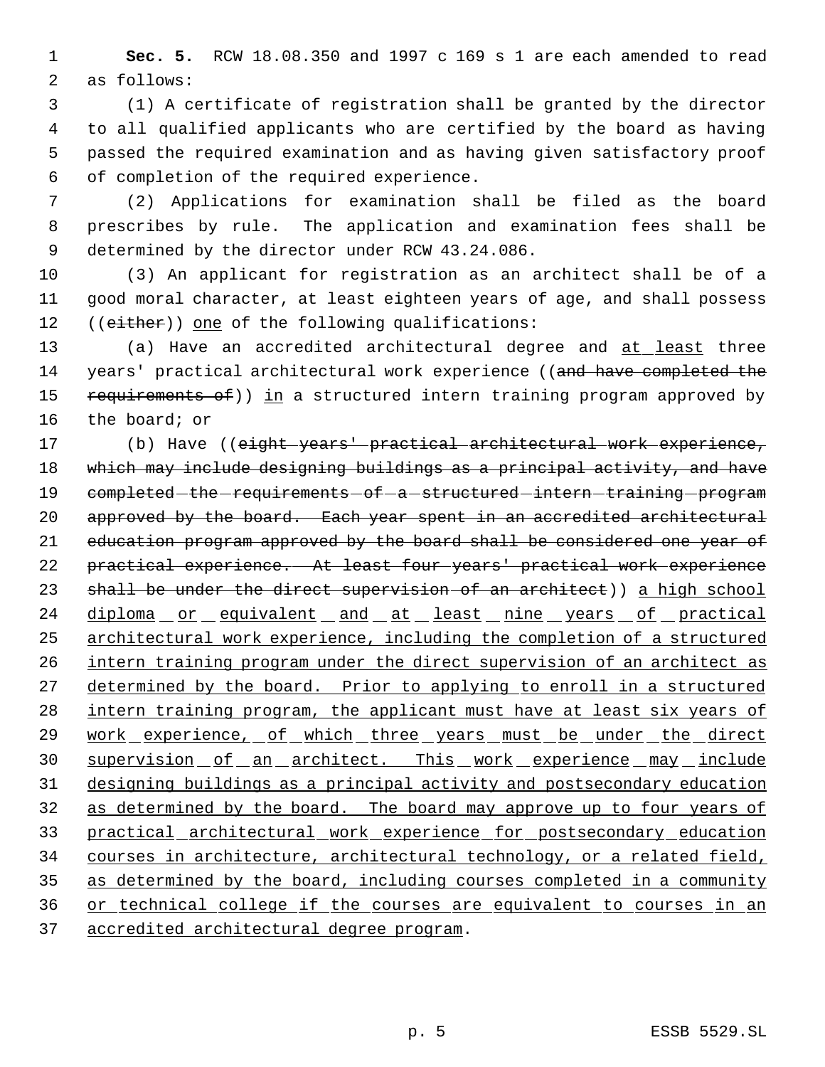**Sec. 5.** RCW 18.08.350 and 1997 c 169 s 1 are each amended to read as follows:

(1) A certificate of registration shall be granted by the director to all qualified applicants who are certified by the board as having passed the required examination and as having given satisfactory proof of completion of the required experience.

(2) Applications for examination shall be filed as the board prescribes by rule. The application and examination fees shall be determined by the director under RCW 43.24.086.

(3) An applicant for registration as an architect shall be of a good moral character, at least eighteen years of age, and shall possess ((~~either~~)) <u>one</u> of the following qualifications:

(a) Have an accredited architectural degree and <u>at least</u> three years' practical architectural work experience ((~~and have completed the requirements of~~)) <u>in</u> a structured intern training program approved by the board; or

(b) Have ((~~eight years' practical architectural work experience, which may include designing buildings as a principal activity, and have completed the requirements of a structured intern training program approved by the board. Each year spent in an accredited architectural education program approved by the board shall be considered one year of practical experience. At least four years' practical work experience shall be under the direct supervision of an architect~~)) <u>a high school diploma or equivalent and at least nine years of practical architectural work experience, including the completion of a structured intern training program under the direct supervision of an architect as determined by the board. Prior to applying to enroll in a structured intern training program, the applicant must have at least six years of work experience, of which three years must be under the direct supervision of an architect. This work experience may include designing buildings as a principal activity and postsecondary education as determined by the board. The board may approve up to four years of practical architectural work experience for postsecondary education courses in architecture, architectural technology, or a related field, as determined by the board, including courses completed in a community or technical college if the courses are equivalent to courses in an accredited architectural degree program</u>.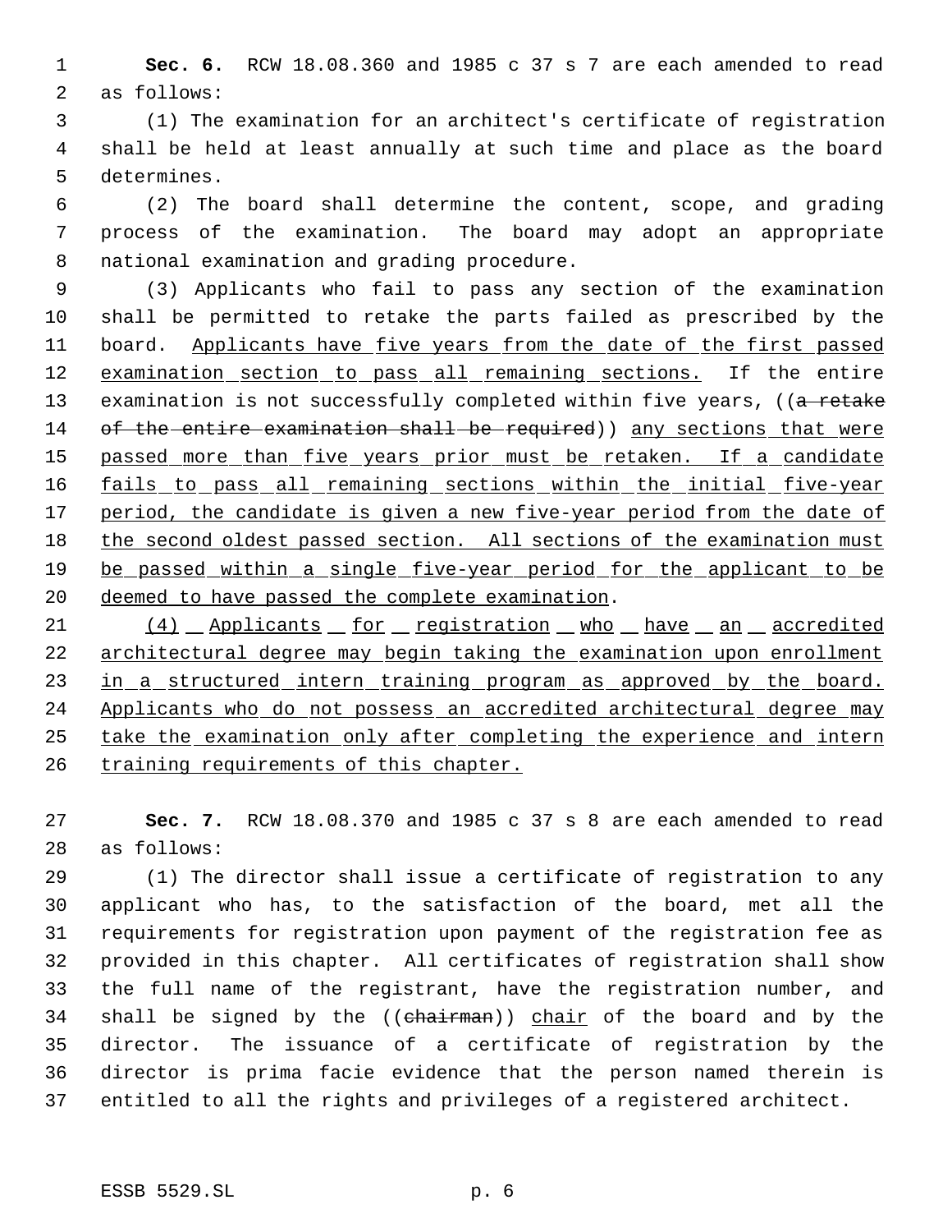**Sec. 6.** RCW 18.08.360 and 1985 c 37 s 7 are each amended to read as follows:

(1) The examination for an architect's certificate of registration shall be held at least annually at such time and place as the board determines.

(2) The board shall determine the content, scope, and grading process of the examination. The board may adopt an appropriate national examination and grading procedure.

(3) Applicants who fail to pass any section of the examination shall be permitted to retake the parts failed as prescribed by the board. Applicants have five years from the date of the first passed examination section to pass all remaining sections. If the entire examination is not successfully completed within five years, ((~~a retake of the entire examination shall be required~~)) any sections that were passed more than five years prior must be retaken. If a candidate fails to pass all remaining sections within the initial five-year period, the candidate is given a new five-year period from the date of the second oldest passed section. All sections of the examination must be passed within a single five-year period for the applicant to be deemed to have passed the complete examination.

(4) Applicants for registration who have an accredited architectural degree may begin taking the examination upon enrollment in a structured intern training program as approved by the board. Applicants who do not possess an accredited architectural degree may take the examination only after completing the experience and intern training requirements of this chapter.

**Sec. 7.** RCW 18.08.370 and 1985 c 37 s 8 are each amended to read as follows:

(1) The director shall issue a certificate of registration to any applicant who has, to the satisfaction of the board, met all the requirements for registration upon payment of the registration fee as provided in this chapter. All certificates of registration shall show the full name of the registrant, have the registration number, and shall be signed by the ((~~chairman~~)) chair of the board and by the director. The issuance of a certificate of registration by the director is prima facie evidence that the person named therein is entitled to all the rights and privileges of a registered architect.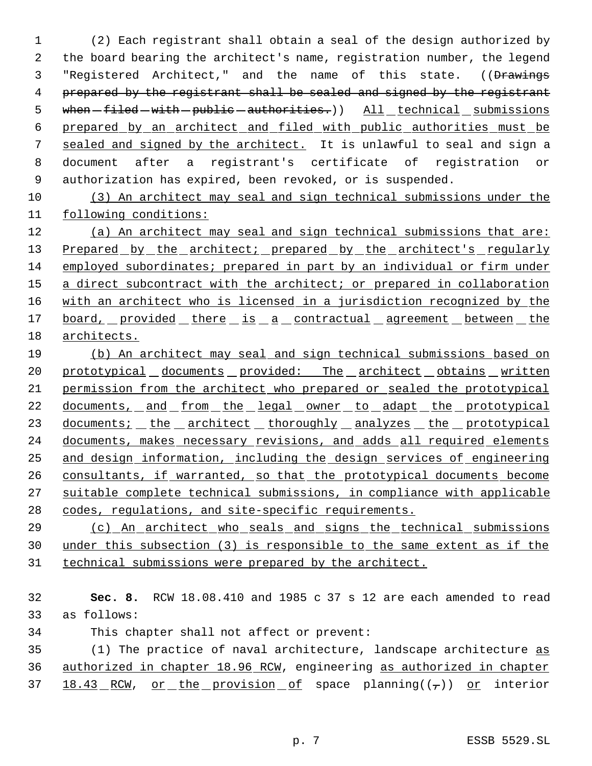(2) Each registrant shall obtain a seal of the design authorized by the board bearing the architect's name, registration number, the legend "Registered Architect," and the name of this state. ((~~Drawings prepared by the registrant shall be sealed and signed by the registrant when filed with public authorities.~~)) All technical submissions prepared by an architect and filed with public authorities must be sealed and signed by the architect. It is unlawful to seal and sign a document after a registrant's certificate of registration or authorization has expired, been revoked, or is suspended.

(3) An architect may seal and sign technical submissions under the following conditions:

(a) An architect may seal and sign technical submissions that are: Prepared by the architect; prepared by the architect's regularly employed subordinates; prepared in part by an individual or firm under a direct subcontract with the architect; or prepared in collaboration with an architect who is licensed in a jurisdiction recognized by the board, provided there is a contractual agreement between the architects.

(b) An architect may seal and sign technical submissions based on prototypical documents provided: The architect obtains written permission from the architect who prepared or sealed the prototypical documents, and from the legal owner to adapt the prototypical documents; the architect thoroughly analyzes the prototypical documents, makes necessary revisions, and adds all required elements and design information, including the design services of engineering consultants, if warranted, so that the prototypical documents become suitable complete technical submissions, in compliance with applicable codes, regulations, and site-specific requirements.

(c) An architect who seals and signs the technical submissions under this subsection (3) is responsible to the same extent as if the technical submissions were prepared by the architect.

**Sec. 8.** RCW 18.08.410 and 1985 c 37 s 12 are each amended to read as follows:

This chapter shall not affect or prevent:

(1) The practice of naval architecture, landscape architecture as authorized in chapter 18.96 RCW, engineering as authorized in chapter 18.43 RCW, or the provision of space planning((~~,~~)) or interior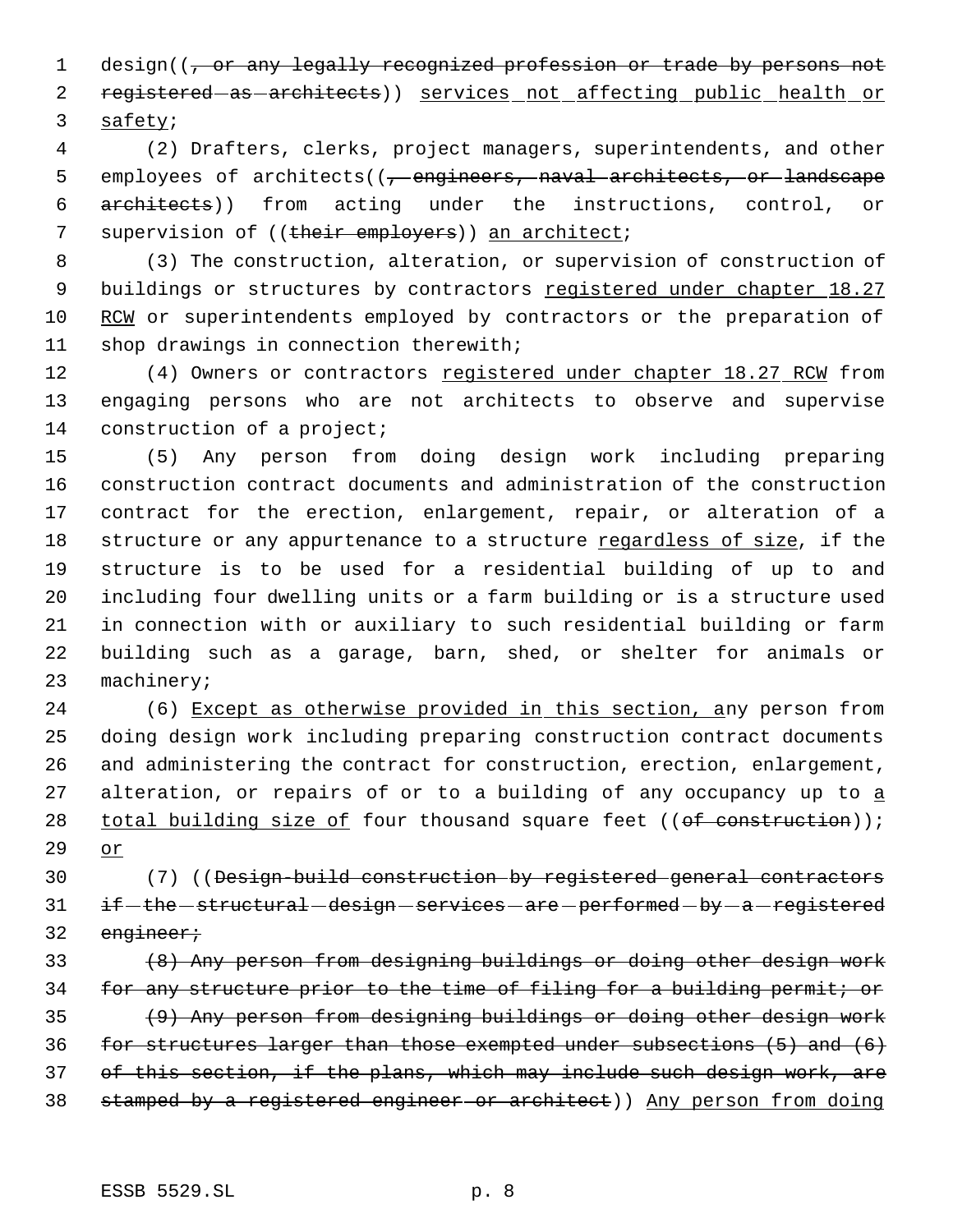design((, or any legally recognized profession or trade by persons not registered as architects)) services not affecting public health or safety;

(2) Drafters, clerks, project managers, superintendents, and other employees of architects((, engineers, naval architects, or landscape architects)) from acting under the instructions, control, or supervision of ((their employers)) an architect;

(3) The construction, alteration, or supervision of construction of buildings or structures by contractors registered under chapter 18.27 RCW or superintendents employed by contractors or the preparation of shop drawings in connection therewith;

(4) Owners or contractors registered under chapter 18.27 RCW from engaging persons who are not architects to observe and supervise construction of a project;

(5) Any person from doing design work including preparing construction contract documents and administration of the construction contract for the erection, enlargement, repair, or alteration of a structure or any appurtenance to a structure regardless of size, if the structure is to be used for a residential building of up to and including four dwelling units or a farm building or is a structure used in connection with or auxiliary to such residential building or farm building such as a garage, barn, shed, or shelter for animals or machinery;

(6) Except as otherwise provided in this section, any person from doing design work including preparing construction contract documents and administering the contract for construction, erection, enlargement, alteration, or repairs of or to a building of any occupancy up to a total building size of four thousand square feet ((of construction)); or

(7) ((Design-build construction by registered general contractors if the structural design services are performed by a registered engineer;

(8) Any person from designing buildings or doing other design work for any structure prior to the time of filing for a building permit; or

(9) Any person from designing buildings or doing other design work for structures larger than those exempted under subsections (5) and (6) of this section, if the plans, which may include such design work, are stamped by a registered engineer or architect)) Any person from doing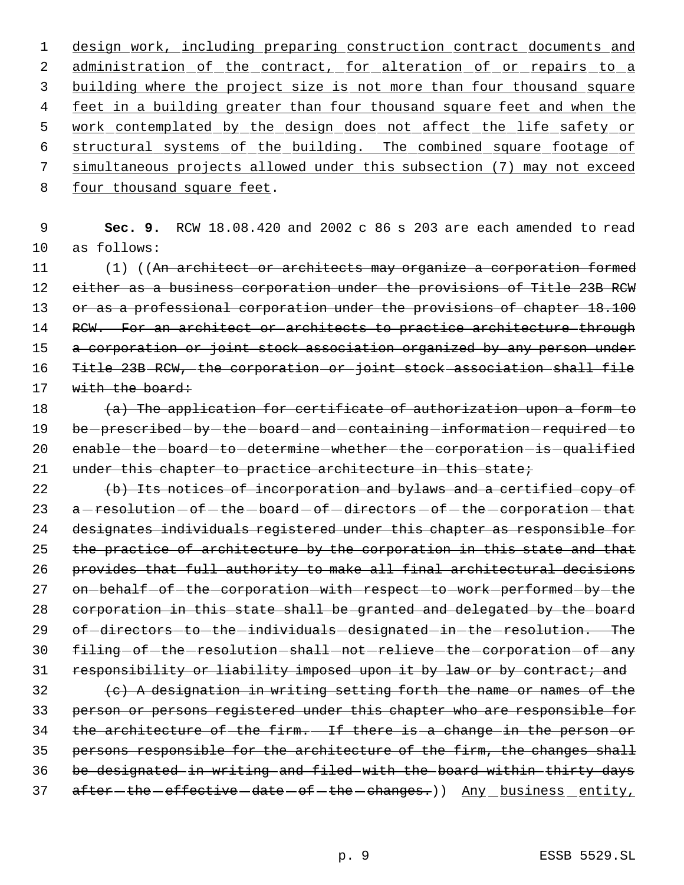design work, including preparing construction contract documents and administration of the contract, for alteration of or repairs to a building where the project size is not more than four thousand square feet in a building greater than four thousand square feet and when the work contemplated by the design does not affect the life safety or structural systems of the building. The combined square footage of simultaneous projects allowed under this subsection (7) may not exceed four thousand square feet.

**Sec. 9.** RCW 18.08.420 and 2002 c 86 s 203 are each amended to read as follows:

(1) ((~~An architect or architects may organize a corporation formed either as a business corporation under the provisions of Title 23B RCW or as a professional corporation under the provisions of chapter 18.100 RCW. For an architect or architects to practice architecture through a corporation or joint stock association organized by any person under Title 23B RCW, the corporation or joint stock association shall file with the board:~~

~~(a) The application for certificate of authorization upon a form to be prescribed by the board and containing information required to enable the board to determine whether the corporation is qualified under this chapter to practice architecture in this state;~~

~~(b) Its notices of incorporation and bylaws and a certified copy of a resolution of the board of directors of the corporation that designates individuals registered under this chapter as responsible for the practice of architecture by the corporation in this state and that provides that full authority to make all final architectural decisions on behalf of the corporation with respect to work performed by the corporation in this state shall be granted and delegated by the board of directors to the individuals designated in the resolution. The filing of the resolution shall not relieve the corporation of any responsibility or liability imposed upon it by law or by contract; and~~

~~(c) A designation in writing setting forth the name or names of the person or persons registered under this chapter who are responsible for the architecture of the firm. If there is a change in the person or persons responsible for the architecture of the firm, the changes shall be designated in writing and filed with the board within thirty days after the effective date of the changes.~~)) Any business entity,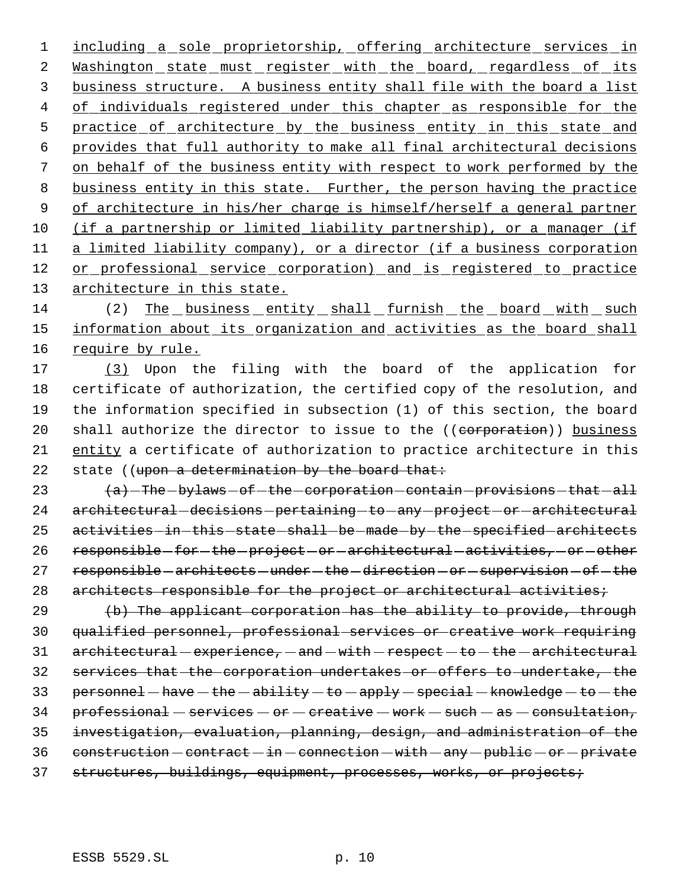including a sole proprietorship, offering architecture services in Washington state must register with the board, regardless of its business structure. A business entity shall file with the board a list of individuals registered under this chapter as responsible for the practice of architecture by the business entity in this state and provides that full authority to make all final architectural decisions on behalf of the business entity with respect to work performed by the business entity in this state. Further, the person having the practice of architecture in his/her charge is himself/herself a general partner (if a partnership or limited liability partnership), or a manager (if a limited liability company), or a director (if a business corporation or professional service corporation) and is registered to practice architecture in this state.

(2) The business entity shall furnish the board with such information about its organization and activities as the board shall require by rule.

(3) Upon the filing with the board of the application for certificate of authorization, the certified copy of the resolution, and the information specified in subsection (1) of this section, the board shall authorize the director to issue to the ((~~corporation~~)) business entity a certificate of authorization to practice architecture in this state ((~~upon a determination by the board that:~~

~~(a) The bylaws of the corporation contain provisions that all architectural decisions pertaining to any project or architectural activities in this state shall be made by the specified architects responsible for the project or architectural activities, or other responsible architects under the direction or supervision of the architects responsible for the project or architectural activities;~~

~~(b) The applicant corporation has the ability to provide, through qualified personnel, professional services or creative work requiring architectural experience, and with respect to the architectural services that the corporation undertakes or offers to undertake, the personnel have the ability to apply special knowledge to the professional services or creative work such as consultation, investigation, evaluation, planning, design, and administration of the construction contract in connection with any public or private structures, buildings, equipment, processes, works, or projects;~~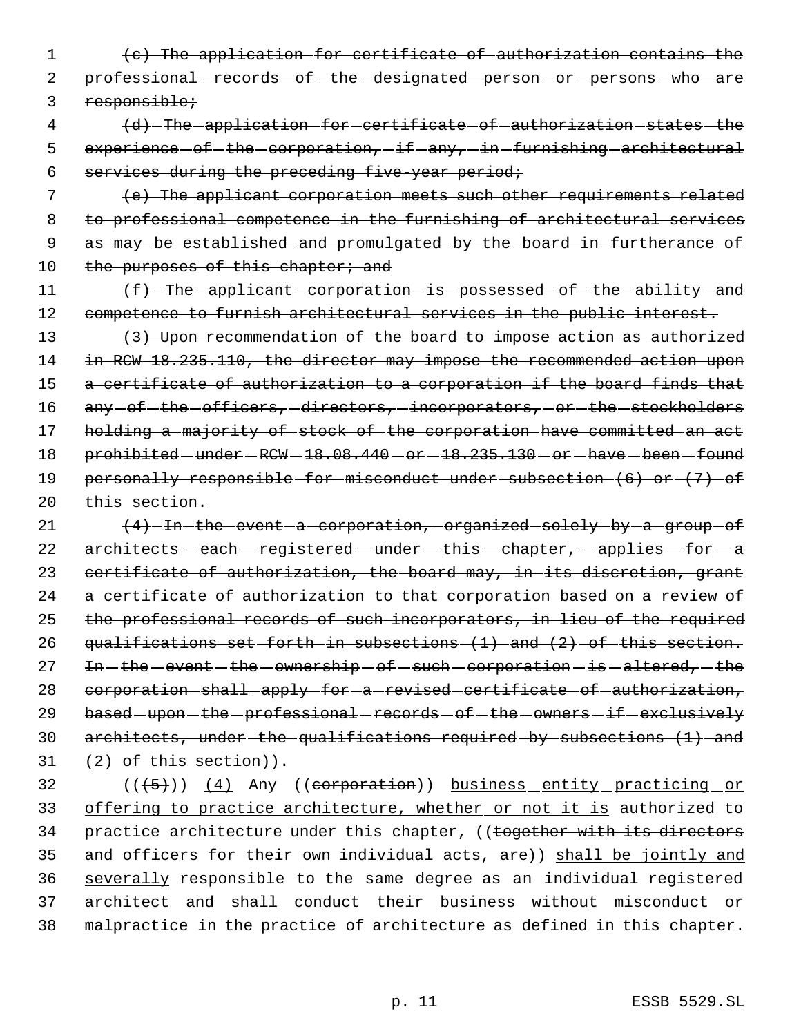(c) The application for certificate of authorization contains the professional records of the designated person or persons who are responsible;

(d) The application for certificate of authorization states the experience of the corporation, if any, in furnishing architectural services during the preceding five-year period;

(e) The applicant corporation meets such other requirements related to professional competence in the furnishing of architectural services as may be established and promulgated by the board in furtherance of the purposes of this chapter; and

(f) The applicant corporation is possessed of the ability and competence to furnish architectural services in the public interest.

(3) Upon recommendation of the board to impose action as authorized in RCW 18.235.110, the director may impose the recommended action upon a certificate of authorization to a corporation if the board finds that any of the officers, directors, incorporators, or the stockholders holding a majority of stock of the corporation have committed an act prohibited under RCW 18.08.440 or 18.235.130 or have been found personally responsible for misconduct under subsection (6) or (7) of this section.

(4) In the event a corporation, organized solely by a group of architects each registered under this chapter, applies for a certificate of authorization, the board may, in its discretion, grant a certificate of authorization to that corporation based on a review of the professional records of such incorporators, in lieu of the required qualifications set forth in subsections (1) and (2) of this section. In the event the ownership of such corporation is altered, the corporation shall apply for a revised certificate of authorization, based upon the professional records of the owners if exclusively architects, under the qualifications required by subsections (1) and (2) of this section)).

(((5))) (4) Any ((corporation)) business entity practicing or offering to practice architecture, whether or not it is authorized to practice architecture under this chapter, ((together with its directors and officers for their own individual acts, are)) shall be jointly and severally responsible to the same degree as an individual registered architect and shall conduct their business without misconduct or malpractice in the practice of architecture as defined in this chapter.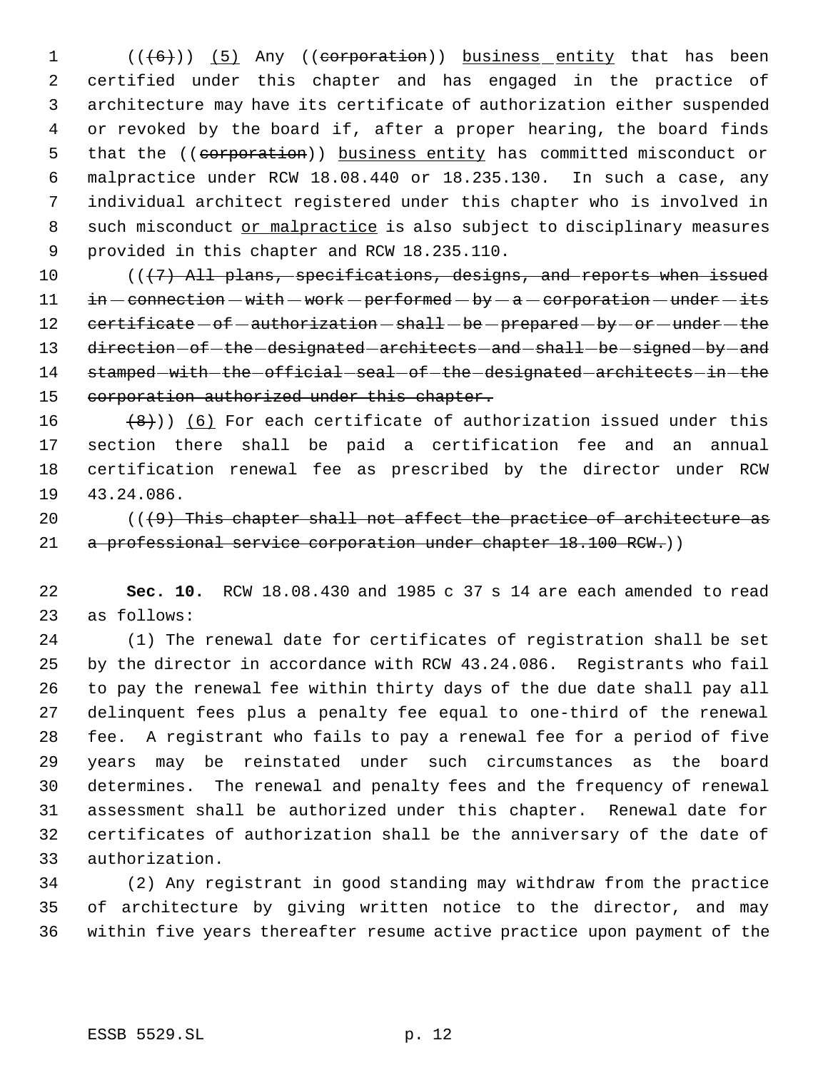((~~(6)~~)) <u>(5)</u> Any ((~~corporation~~)) <u>business entity</u> that has been certified under this chapter and has engaged in the practice of architecture may have its certificate of authorization either suspended or revoked by the board if, after a proper hearing, the board finds that the ((~~corporation~~)) <u>business entity</u> has committed misconduct or malpractice under RCW 18.08.440 or 18.235.130. In such a case, any individual architect registered under this chapter who is involved in such misconduct <u>or malpractice</u> is also subject to disciplinary measures provided in this chapter and RCW 18.235.110.

((~~(7) All plans, specifications, designs, and reports when issued in connection with work performed by a corporation under its certificate of authorization shall be prepared by or under the direction of the designated architects and shall be signed by and stamped with the official seal of the designated architects in the corporation authorized under this chapter.~~

~~(8)~~)) <u>(6)</u> For each certificate of authorization issued under this section there shall be paid a certification fee and an annual certification renewal fee as prescribed by the director under RCW 43.24.086.

((~~(9) This chapter shall not affect the practice of architecture as a professional service corporation under chapter 18.100 RCW.~~))

**Sec. 10.** RCW 18.08.430 and 1985 c 37 s 14 are each amended to read as follows:

(1) The renewal date for certificates of registration shall be set by the director in accordance with RCW 43.24.086. Registrants who fail to pay the renewal fee within thirty days of the due date shall pay all delinquent fees plus a penalty fee equal to one-third of the renewal fee. A registrant who fails to pay a renewal fee for a period of five years may be reinstated under such circumstances as the board determines. The renewal and penalty fees and the frequency of renewal assessment shall be authorized under this chapter. Renewal date for certificates of authorization shall be the anniversary of the date of authorization.

(2) Any registrant in good standing may withdraw from the practice of architecture by giving written notice to the director, and may within five years thereafter resume active practice upon payment of the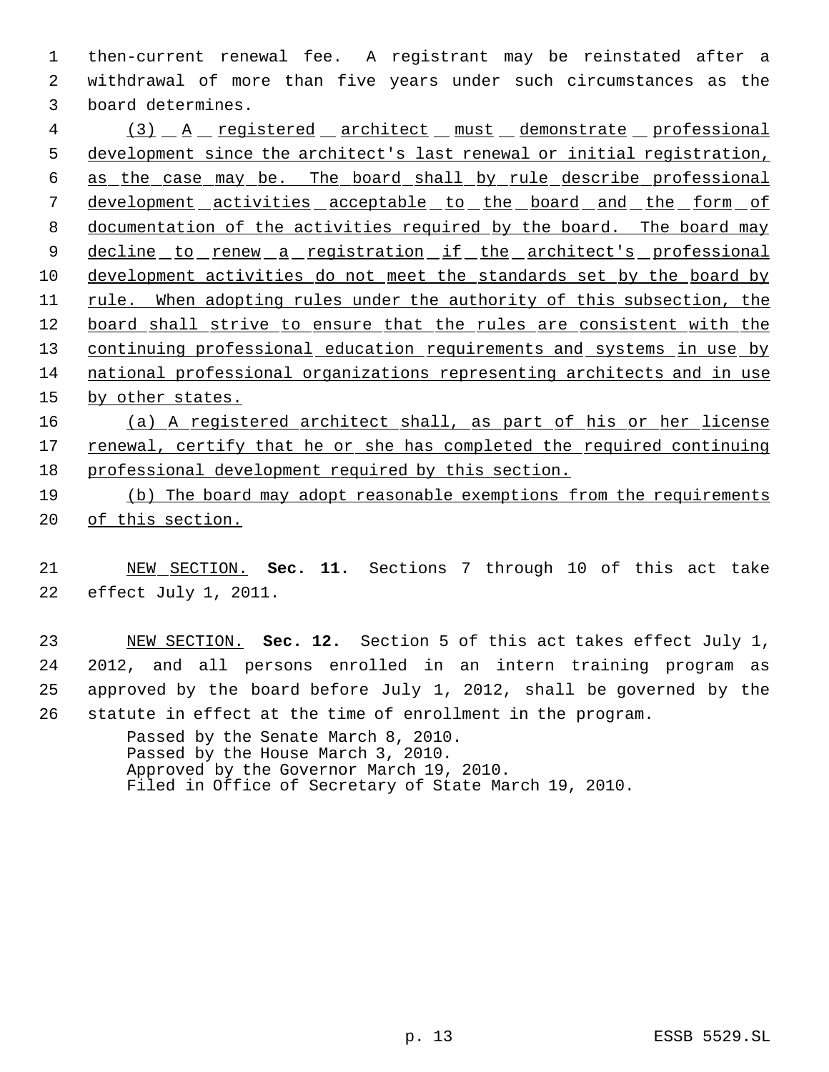then-current renewal fee. A registrant may be reinstated after a withdrawal of more than five years under such circumstances as the board determines.

<u>(3) A registered architect must demonstrate professional development since the architect's last renewal or initial registration, as the case may be. The board shall by rule describe professional development activities acceptable to the board and the form of documentation of the activities required by the board. The board may decline to renew a registration if the architect's professional development activities do not meet the standards set by the board by rule. When adopting rules under the authority of this subsection, the board shall strive to ensure that the rules are consistent with the continuing professional education requirements and systems in use by national professional organizations representing architects and in use by other states.</u>

<u>(a) A registered architect shall, as part of his or her license renewal, certify that he or she has completed the required continuing professional development required by this section.</u>

<u>(b) The board may adopt reasonable exemptions from the requirements of this section.</u>

<u>NEW SECTION.</u> **Sec. 11.** Sections 7 through 10 of this act take effect July 1, 2011.

<u>NEW SECTION.</u> **Sec. 12.** Section 5 of this act takes effect July 1, 2012, and all persons enrolled in an intern training program as approved by the board before July 1, 2012, shall be governed by the statute in effect at the time of enrollment in the program.

Passed by the Senate March 8, 2010.
Passed by the House March 3, 2010.
Approved by the Governor March 19, 2010.
Filed in Office of Secretary of State March 19, 2010.